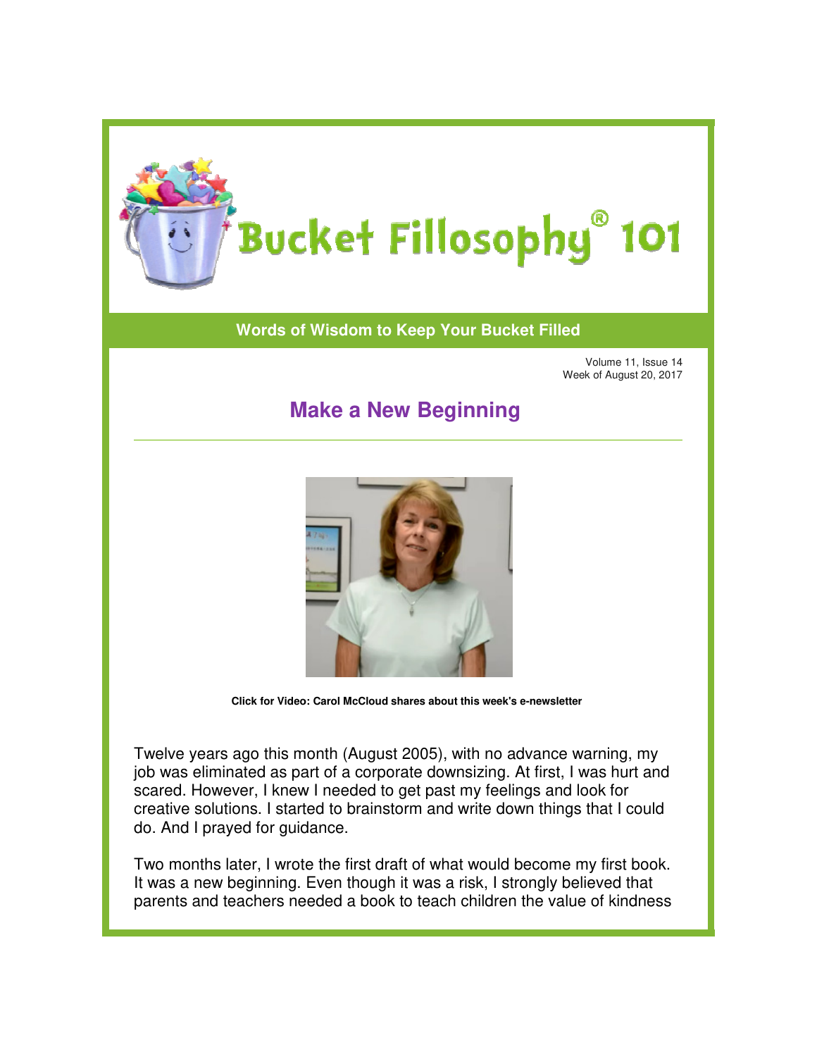# Bucket Fillosophy® 101

**Words of Wisdom to Keep Your Bucket Filled**

Volume 11, Issue 14
Week of August 20, 2017

## Make a New Beginning

**Click for Video: Carol McCloud shares about this week's e-newsletter**

Twelve years ago this month (August 2005), with no advance warning, my job was eliminated as part of a corporate downsizing. At first, I was hurt and scared. However, I knew I needed to get past my feelings and look for creative solutions. I started to brainstorm and write down things that I could do. And I prayed for guidance.

Two months later, I wrote the first draft of what would become my first book. It was a new beginning. Even though it was a risk, I strongly believed that parents and teachers needed a book to teach children the value of kindness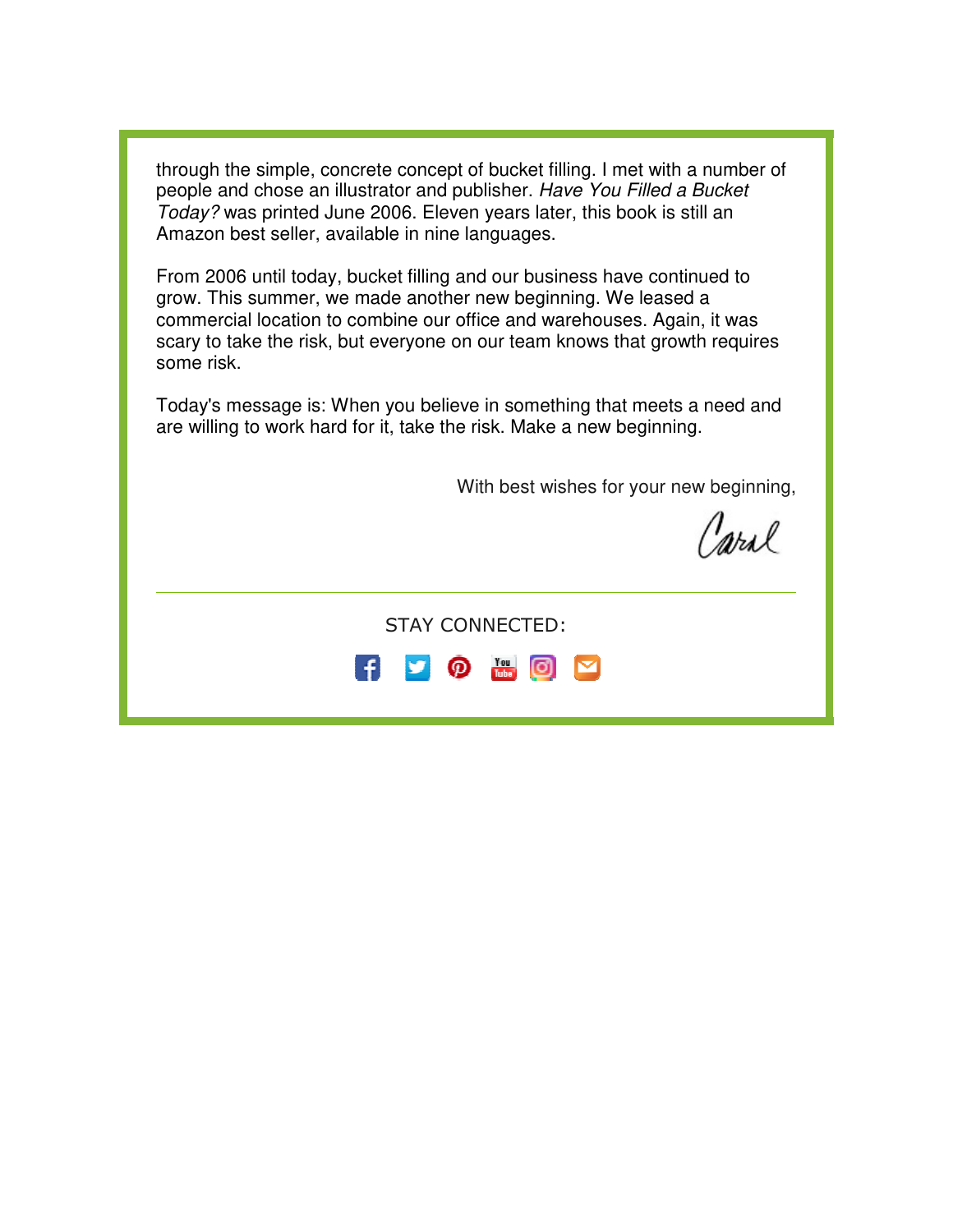through the simple, concrete concept of bucket filling. I met with a number of people and chose an illustrator and publisher. *Have You Filled a Bucket Today?* was printed June 2006. Eleven years later, this book is still an Amazon best seller, available in nine languages.

From 2006 until today, bucket filling and our business have continued to grow. This summer, we made another new beginning. We leased a commercial location to combine our office and warehouses. Again, it was scary to take the risk, but everyone on our team knows that growth requires some risk.

Today's message is: When you believe in something that meets a need and are willing to work hard for it, take the risk. Make a new beginning.

With best wishes for your new beginning,

Carol

---

STAY CONNECTED: